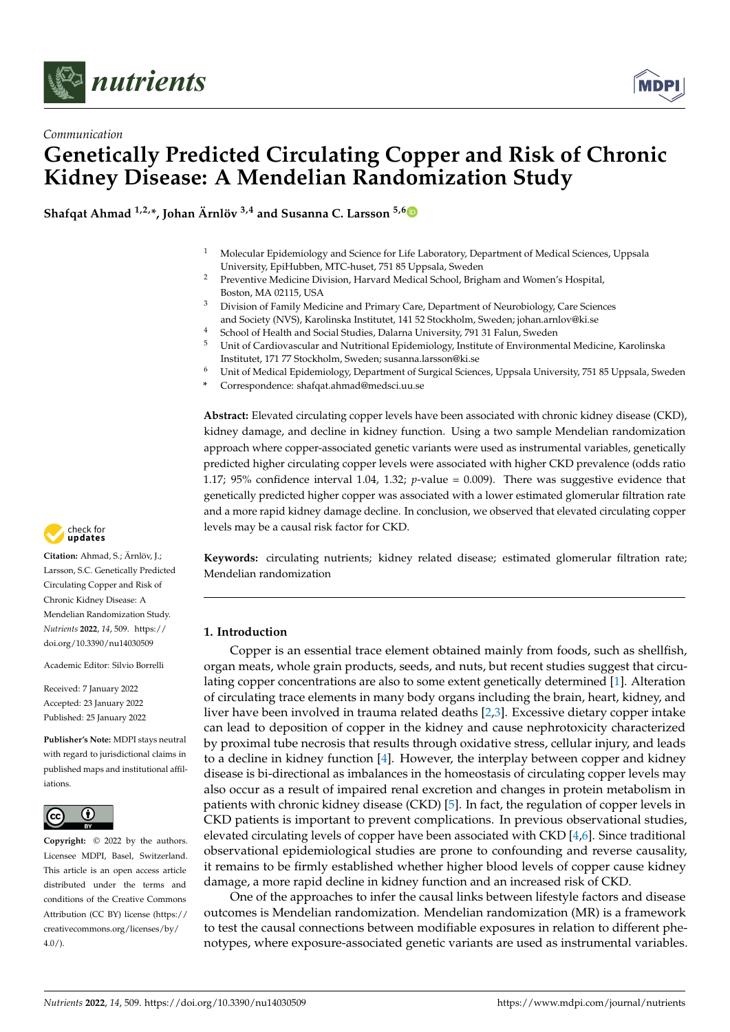*Communication*

# Genetically Predicted Circulating Copper and Risk of Chronic Kidney Disease: A Mendelian Randomization Study

**Shafqat Ahmad [1,2,*], Johan Ärnlöv [3,4] and Susanna C. Larsson [5,6]**

[1] Molecular Epidemiology and Science for Life Laboratory, Department of Medical Sciences, Uppsala University, EpiHubben, MTC-huset, 751 85 Uppsala, Sweden
[2] Preventive Medicine Division, Harvard Medical School, Brigham and Women's Hospital, Boston, MA 02115, USA
[3] Division of Family Medicine and Primary Care, Department of Neurobiology, Care Sciences and Society (NVS), Karolinska Institutet, 141 52 Stockholm, Sweden; johan.arnlov@ki.se
[4] School of Health and Social Studies, Dalarna University, 791 31 Falun, Sweden
[5] Unit of Cardiovascular and Nutritional Epidemiology, Institute of Environmental Medicine, Karolinska Institutet, 171 77 Stockholm, Sweden; susanna.larsson@ki.se
[6] Unit of Medical Epidemiology, Department of Surgical Sciences, Uppsala University, 751 85 Uppsala, Sweden
\* Correspondence: shafqat.ahmad@medsci.uu.se

**Abstract:** Elevated circulating copper levels have been associated with chronic kidney disease (CKD), kidney damage, and decline in kidney function. Using a two sample Mendelian randomization approach where copper-associated genetic variants were used as instrumental variables, genetically predicted higher circulating copper levels were associated with higher CKD prevalence (odds ratio 1.17; 95% confidence interval 1.04, 1.32; *p*-value = 0.009). There was suggestive evidence that genetically predicted higher copper was associated with a lower estimated glomerular filtration rate and a more rapid kidney damage decline. In conclusion, we observed that elevated circulating copper levels may be a causal risk factor for CKD.

**Keywords:** circulating nutrients; kidney related disease; estimated glomerular filtration rate; Mendelian randomization

**Citation:** Ahmad, S.; Ärnlöv, J.; Larsson, S.C. Genetically Predicted Circulating Copper and Risk of Chronic Kidney Disease: A Mendelian Randomization Study. *Nutrients* **2022**, *14*, 509. https://doi.org/10.3390/nu14030509

Academic Editor: Silvio Borrelli

Received: 7 January 2022
Accepted: 23 January 2022
Published: 25 January 2022

**Publisher's Note:** MDPI stays neutral with regard to jurisdictional claims in published maps and institutional affiliations.

**Copyright:** © 2022 by the authors. Licensee MDPI, Basel, Switzerland. This article is an open access article distributed under the terms and conditions of the Creative Commons Attribution (CC BY) license (https://creativecommons.org/licenses/by/4.0/).

## 1. Introduction

Copper is an essential trace element obtained mainly from foods, such as shellfish, organ meats, whole grain products, seeds, and nuts, but recent studies suggest that circulating copper concentrations are also to some extent genetically determined [1]. Alteration of circulating trace elements in many body organs including the brain, heart, kidney, and liver have been involved in trauma related deaths [2,3]. Excessive dietary copper intake can lead to deposition of copper in the kidney and cause nephrotoxicity characterized by proximal tube necrosis that results through oxidative stress, cellular injury, and leads to a decline in kidney function [4]. However, the interplay between copper and kidney disease is bi-directional as imbalances in the homeostasis of circulating copper levels may also occur as a result of impaired renal excretion and changes in protein metabolism in patients with chronic kidney disease (CKD) [5]. In fact, the regulation of copper levels in CKD patients is important to prevent complications. In previous observational studies, elevated circulating levels of copper have been associated with CKD [4,6]. Since traditional observational epidemiological studies are prone to confounding and reverse causality, it remains to be firmly established whether higher blood levels of copper cause kidney damage, a more rapid decline in kidney function and an increased risk of CKD.

One of the approaches to infer the causal links between lifestyle factors and disease outcomes is Mendelian randomization. Mendelian randomization (MR) is a framework to test the causal connections between modifiable exposures in relation to different phenotypes, where exposure-associated genetic variants are used as instrumental variables.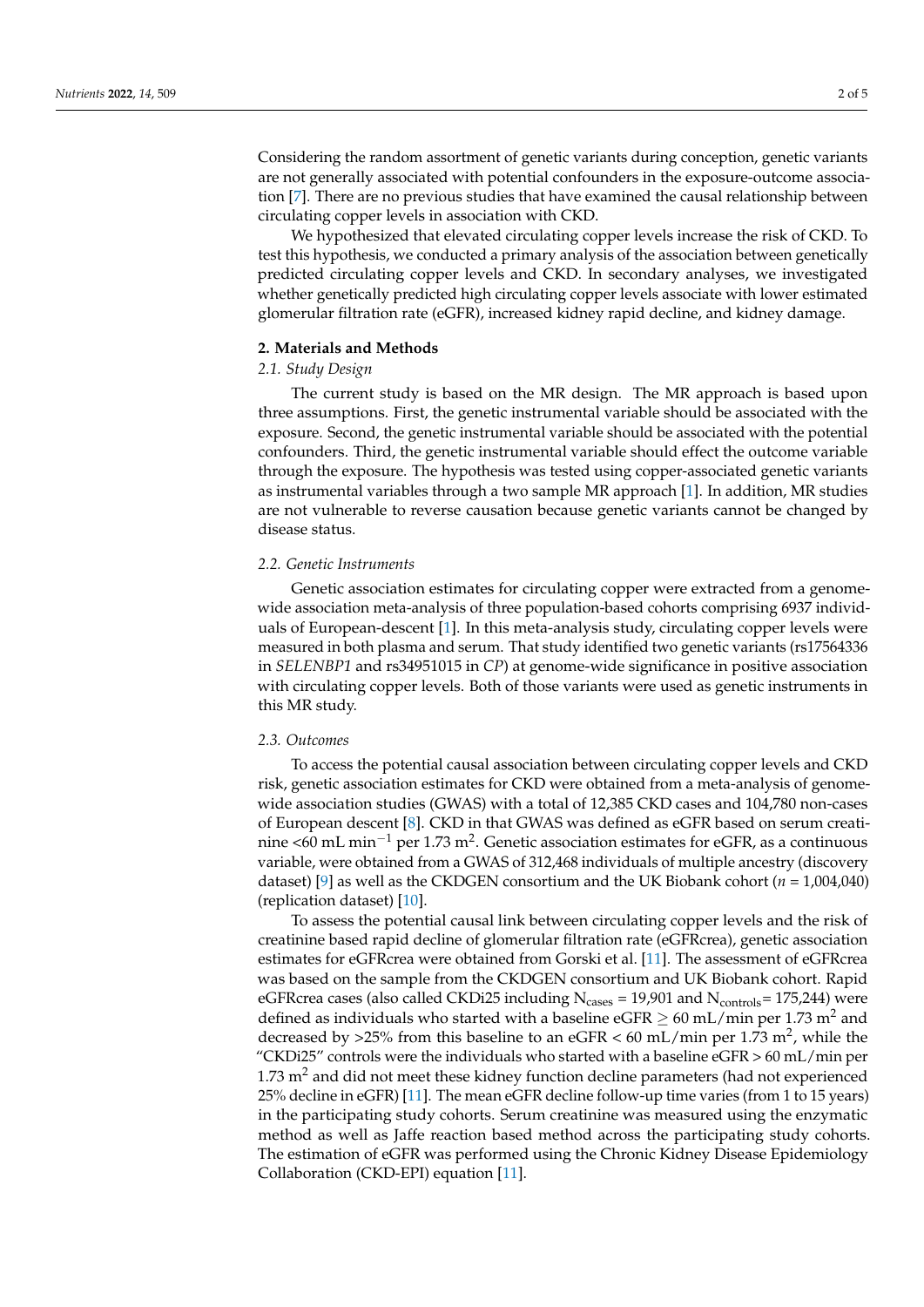Considering the random assortment of genetic variants during conception, genetic variants are not generally associated with potential confounders in the exposure-outcome association [7]. There are no previous studies that have examined the causal relationship between circulating copper levels in association with CKD.

We hypothesized that elevated circulating copper levels increase the risk of CKD. To test this hypothesis, we conducted a primary analysis of the association between genetically predicted circulating copper levels and CKD. In secondary analyses, we investigated whether genetically predicted high circulating copper levels associate with lower estimated glomerular filtration rate (eGFR), increased kidney rapid decline, and kidney damage.

## 2. Materials and Methods

### 2.1. Study Design

The current study is based on the MR design. The MR approach is based upon three assumptions. First, the genetic instrumental variable should be associated with the exposure. Second, the genetic instrumental variable should be associated with the potential confounders. Third, the genetic instrumental variable should effect the outcome variable through the exposure. The hypothesis was tested using copper-associated genetic variants as instrumental variables through a two sample MR approach [1]. In addition, MR studies are not vulnerable to reverse causation because genetic variants cannot be changed by disease status.

### 2.2. Genetic Instruments

Genetic association estimates for circulating copper were extracted from a genome-wide association meta-analysis of three population-based cohorts comprising 6937 individuals of European-descent [1]. In this meta-analysis study, circulating copper levels were measured in both plasma and serum. That study identified two genetic variants (rs17564336 in *SELENBP1* and rs34951015 in *CP*) at genome-wide significance in positive association with circulating copper levels. Both of those variants were used as genetic instruments in this MR study.

### 2.3. Outcomes

To access the potential causal association between circulating copper levels and CKD risk, genetic association estimates for CKD were obtained from a meta-analysis of genome-wide association studies (GWAS) with a total of 12,385 CKD cases and 104,780 non-cases of European descent [8]. CKD in that GWAS was defined as eGFR based on serum creatinine <60 mL $min^{-1}$ per 1.73 $m^2$. Genetic association estimates for eGFR, as a continuous variable, were obtained from a GWAS of 312,468 individuals of multiple ancestry (discovery dataset) [9] as well as the CKDGEN consortium and the UK Biobank cohort ($n$ = 1,004,040) (replication dataset) [10].

To assess the potential causal link between circulating copper levels and the risk of creatinine based rapid decline of glomerular filtration rate (eGFRcrea), genetic association estimates for eGFRcrea were obtained from Gorski et al. [11]. The assessment of eGFRcrea was based on the sample from the CKDGEN consortium and UK Biobank cohort. Rapid eGFRcrea cases (also called CKDi25 including $N_{cases}$ = 19,901 and $N_{controls}$= 175,244) were defined as individuals who started with a baseline eGFR $\geq$ 60 mL/min per 1.73 $m^2$ and decreased by >25% from this baseline to an eGFR < 60 mL/min per 1.73 $m^2$, while the "CKDi25" controls were the individuals who started with a baseline eGFR > 60 mL/min per 1.73 $m^2$ and did not meet these kidney function decline parameters (had not experienced 25% decline in eGFR) [11]. The mean eGFR decline follow-up time varies (from 1 to 15 years) in the participating study cohorts. Serum creatinine was measured using the enzymatic method as well as Jaffe reaction based method across the participating study cohorts. The estimation of eGFR was performed using the Chronic Kidney Disease Epidemiology Collaboration (CKD-EPI) equation [11].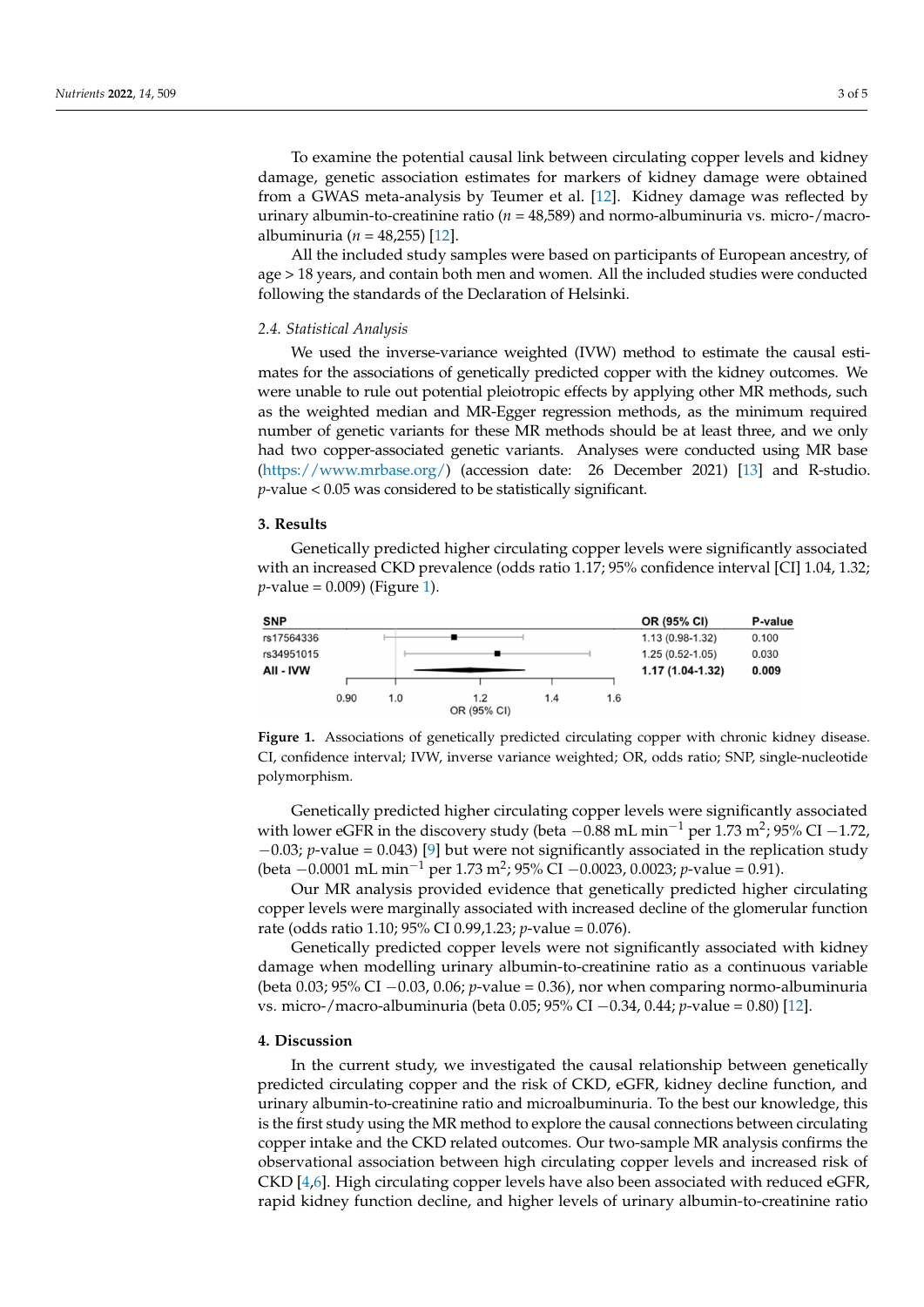To examine the potential causal link between circulating copper levels and kidney damage, genetic association estimates for markers of kidney damage were obtained from a GWAS meta-analysis by Teumer et al. [12]. Kidney damage was reflected by urinary albumin-to-creatinine ratio ($n$ = 48,589) and normo-albuminuria vs. micro-/macro-albuminuria ($n$ = 48,255) [12].

All the included study samples were based on participants of European ancestry, of age > 18 years, and contain both men and women. All the included studies were conducted following the standards of the Declaration of Helsinki.

### 2.4. Statistical Analysis

We used the inverse-variance weighted (IVW) method to estimate the causal estimates for the associations of genetically predicted copper with the kidney outcomes. We were unable to rule out potential pleiotropic effects by applying other MR methods, such as the weighted median and MR-Egger regression methods, as the minimum required number of genetic variants for these MR methods should be at least three, and we only had two copper-associated genetic variants. Analyses were conducted using MR base (https://www.mrbase.org/) (accession date: 26 December 2021) [13] and R-studio. $p$-value < 0.05 was considered to be statistically significant.

## 3. Results

Genetically predicted higher circulating copper levels were significantly associated with an increased CKD prevalence (odds ratio 1.17; 95% confidence interval [CI] 1.04, 1.32; $p$-value = 0.009) (Figure 1).

| SNP | OR (95% CI) | P-value |
|---|---|---|
| rs17564336 | 1.13 (0.98-1.32) | 0.100 |
| rs34951015 | 1.25 (0.52-1.05) | 0.030 |
| **All - IVW** | **1.17 (1.04-1.32)** | **0.009** |

**Figure 1.** Associations of genetically predicted circulating copper with chronic kidney disease. CI, confidence interval; IVW, inverse variance weighted; OR, odds ratio; SNP, single-nucleotide polymorphism.

Genetically predicted higher circulating copper levels were significantly associated with lower eGFR in the discovery study (beta −0.88 mL min$^{-1}$ per 1.73 m$^2$; 95% CI −1.72, −0.03; $p$-value = 0.043) [9] but were not significantly associated in the replication study (beta −0.0001 mL min$^{-1}$ per 1.73 m$^2$; 95% CI −0.0023, 0.0023; $p$-value = 0.91).

Our MR analysis provided evidence that genetically predicted higher circulating copper levels were marginally associated with increased decline of the glomerular function rate (odds ratio 1.10; 95% CI 0.99,1.23; $p$-value = 0.076).

Genetically predicted copper levels were not significantly associated with kidney damage when modelling urinary albumin-to-creatinine ratio as a continuous variable (beta 0.03; 95% CI −0.03, 0.06; $p$-value = 0.36), nor when comparing normo-albuminuria vs. micro-/macro-albuminuria (beta 0.05; 95% CI −0.34, 0.44; $p$-value = 0.80) [12].

## 4. Discussion

In the current study, we investigated the causal relationship between genetically predicted circulating copper and the risk of CKD, eGFR, kidney decline function, and urinary albumin-to-creatinine ratio and microalbuminuria. To the best our knowledge, this is the first study using the MR method to explore the causal connections between circulating copper intake and the CKD related outcomes. Our two-sample MR analysis confirms the observational association between high circulating copper levels and increased risk of CKD [4,6]. High circulating copper levels have also been associated with reduced eGFR, rapid kidney function decline, and higher levels of urinary albumin-to-creatinine ratio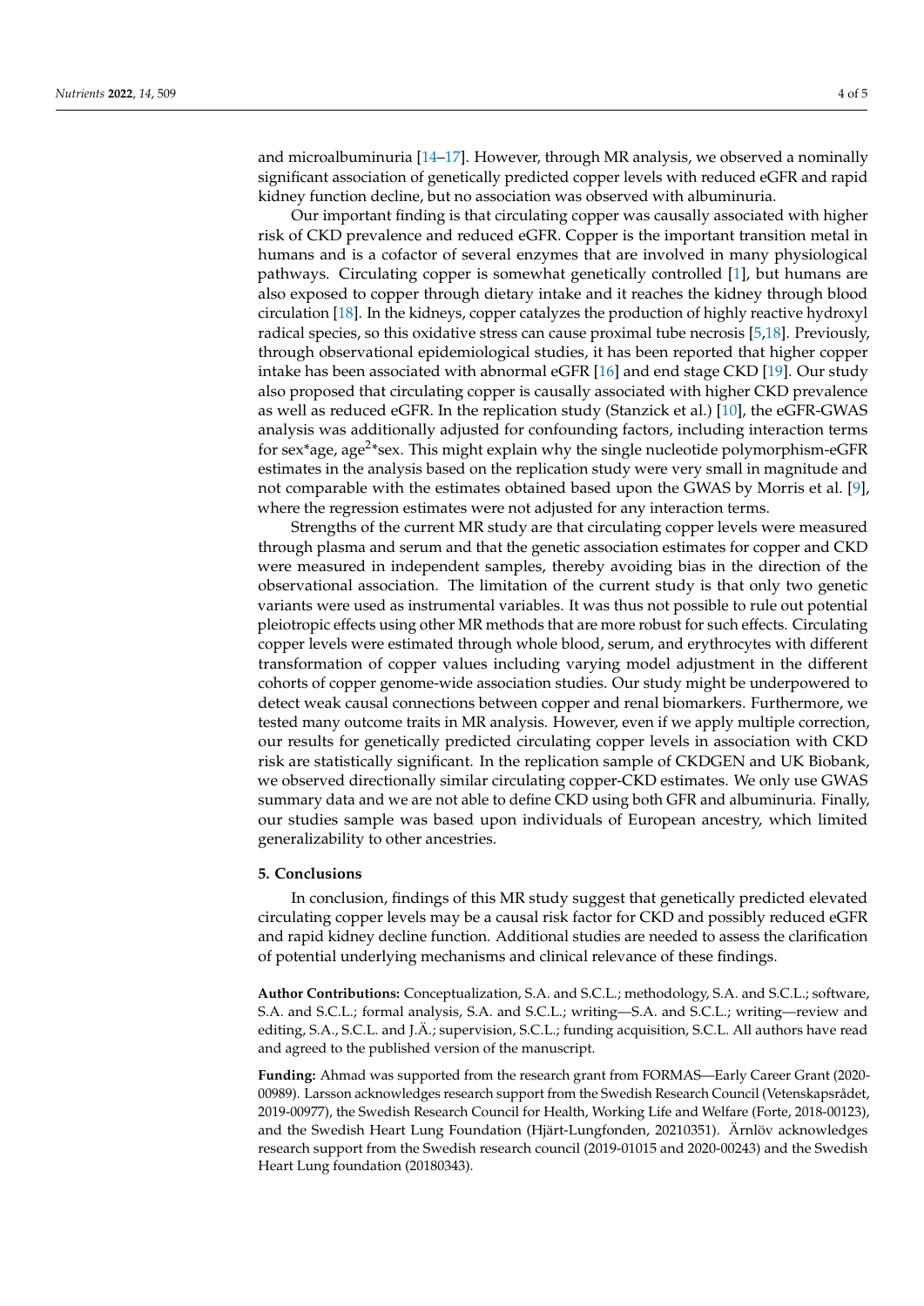and microalbuminuria [14–17]. However, through MR analysis, we observed a nominally significant association of genetically predicted copper levels with reduced eGFR and rapid kidney function decline, but no association was observed with albuminuria.

Our important finding is that circulating copper was causally associated with higher risk of CKD prevalence and reduced eGFR. Copper is the important transition metal in humans and is a cofactor of several enzymes that are involved in many physiological pathways. Circulating copper is somewhat genetically controlled [1], but humans are also exposed to copper through dietary intake and it reaches the kidney through blood circulation [18]. In the kidneys, copper catalyzes the production of highly reactive hydroxyl radical species, so this oxidative stress can cause proximal tube necrosis [5,18]. Previously, through observational epidemiological studies, it has been reported that higher copper intake has been associated with abnormal eGFR [16] and end stage CKD [19]. Our study also proposed that circulating copper is causally associated with higher CKD prevalence as well as reduced eGFR. In the replication study (Stanzick et al.) [10], the eGFR-GWAS analysis was additionally adjusted for confounding factors, including interaction terms for sex*age, age$^2$*sex. This might explain why the single nucleotide polymorphism-eGFR estimates in the analysis based on the replication study were very small in magnitude and not comparable with the estimates obtained based upon the GWAS by Morris et al. [9], where the regression estimates were not adjusted for any interaction terms.

Strengths of the current MR study are that circulating copper levels were measured through plasma and serum and that the genetic association estimates for copper and CKD were measured in independent samples, thereby avoiding bias in the direction of the observational association. The limitation of the current study is that only two genetic variants were used as instrumental variables. It was thus not possible to rule out potential pleiotropic effects using other MR methods that are more robust for such effects. Circulating copper levels were estimated through whole blood, serum, and erythrocytes with different transformation of copper values including varying model adjustment in the different cohorts of copper genome-wide association studies. Our study might be underpowered to detect weak causal connections between copper and renal biomarkers. Furthermore, we tested many outcome traits in MR analysis. However, even if we apply multiple correction, our results for genetically predicted circulating copper levels in association with CKD risk are statistically significant. In the replication sample of CKDGEN and UK Biobank, we observed directionally similar circulating copper-CKD estimates. We only use GWAS summary data and we are not able to define CKD using both GFR and albuminuria. Finally, our studies sample was based upon individuals of European ancestry, which limited generalizability to other ancestries.

## 5. Conclusions

In conclusion, findings of this MR study suggest that genetically predicted elevated circulating copper levels may be a causal risk factor for CKD and possibly reduced eGFR and rapid kidney decline function. Additional studies are needed to assess the clarification of potential underlying mechanisms and clinical relevance of these findings.

**Author Contributions:** Conceptualization, S.A. and S.C.L.; methodology, S.A. and S.C.L.; software, S.A. and S.C.L.; formal analysis, S.A. and S.C.L.; writing—S.A. and S.C.L.; writing—review and editing, S.A., S.C.L. and J.Ä.; supervision, S.C.L.; funding acquisition, S.C.L. All authors have read and agreed to the published version of the manuscript.

**Funding:** Ahmad was supported from the research grant from FORMAS—Early Career Grant (2020-00989). Larsson acknowledges research support from the Swedish Research Council (Vetenskapsrådet, 2019-00977), the Swedish Research Council for Health, Working Life and Welfare (Forte, 2018-00123), and the Swedish Heart Lung Foundation (Hjärt-Lungfonden, 20210351). Ärnlöv acknowledges research support from the Swedish research council (2019-01015 and 2020-00243) and the Swedish Heart Lung foundation (20180343).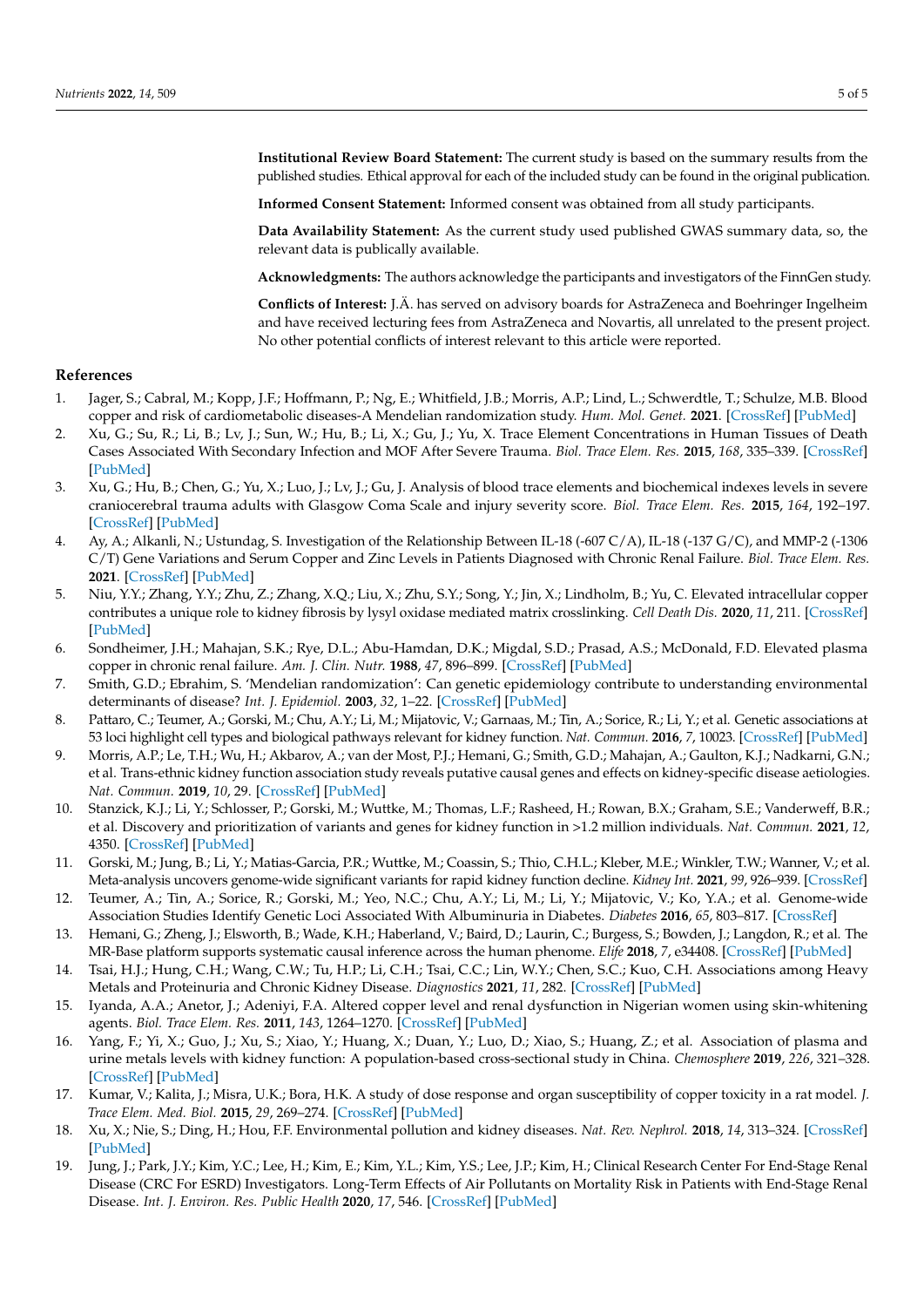**Institutional Review Board Statement:** The current study is based on the summary results from the published studies. Ethical approval for each of the included study can be found in the original publication.

**Informed Consent Statement:** Informed consent was obtained from all study participants.

**Data Availability Statement:** As the current study used published GWAS summary data, so, the relevant data is publically available.

**Acknowledgments:** The authors acknowledge the participants and investigators of the FinnGen study.

**Conflicts of Interest:** J.Ä. has served on advisory boards for AstraZeneca and Boehringer Ingelheim and have received lecturing fees from AstraZeneca and Novartis, all unrelated to the present project. No other potential conflicts of interest relevant to this article were reported.

## References

1. Jager, S.; Cabral, M.; Kopp, J.F.; Hoffmann, P.; Ng, E.; Whitfield, J.B.; Morris, A.P.; Lind, L.; Schwerdtle, T.; Schulze, M.B. Blood copper and risk of cardiometabolic diseases-A Mendelian randomization study. *Hum. Mol. Genet.* **2021**. [CrossRef] [PubMed]
2. Xu, G.; Su, R.; Li, B.; Lv, J.; Sun, W.; Hu, B.; Li, X.; Gu, J.; Yu, X. Trace Element Concentrations in Human Tissues of Death Cases Associated With Secondary Infection and MOF After Severe Trauma. *Biol. Trace Elem. Res.* **2015**, *168*, 335–339. [CrossRef] [PubMed]
3. Xu, G.; Hu, B.; Chen, G.; Yu, X.; Luo, J.; Lv, J.; Gu, J. Analysis of blood trace elements and biochemical indexes levels in severe craniocerebral trauma adults with Glasgow Coma Scale and injury severity score. *Biol. Trace Elem. Res.* **2015**, *164*, 192–197. [CrossRef] [PubMed]
4. Ay, A.; Alkanli, N.; Ustundag, S. Investigation of the Relationship Between IL-18 (-607 C/A), IL-18 (-137 G/C), and MMP-2 (-1306 C/T) Gene Variations and Serum Copper and Zinc Levels in Patients Diagnosed with Chronic Renal Failure. *Biol. Trace Elem. Res.* **2021**. [CrossRef] [PubMed]
5. Niu, Y.Y.; Zhang, Y.Y.; Zhu, Z.; Zhang, X.Q.; Liu, X.; Zhu, S.Y.; Song, Y.; Jin, X.; Lindholm, B.; Yu, C. Elevated intracellular copper contributes a unique role to kidney fibrosis by lysyl oxidase mediated matrix crosslinking. *Cell Death Dis.* **2020**, *11*, 211. [CrossRef] [PubMed]
6. Sondheimer, J.H.; Mahajan, S.K.; Rye, D.L.; Abu-Hamdan, D.K.; Migdal, S.D.; Prasad, A.S.; McDonald, F.D. Elevated plasma copper in chronic renal failure. *Am. J. Clin. Nutr.* **1988**, *47*, 896–899. [CrossRef] [PubMed]
7. Smith, G.D.; Ebrahim, S. 'Mendelian randomization': Can genetic epidemiology contribute to understanding environmental determinants of disease? *Int. J. Epidemiol.* **2003**, *32*, 1–22. [CrossRef] [PubMed]
8. Pattaro, C.; Teumer, A.; Gorski, M.; Chu, A.Y.; Li, M.; Mijatovic, V.; Garnaas, M.; Tin, A.; Sorice, R.; Li, Y.; et al. Genetic associations at 53 loci highlight cell types and biological pathways relevant for kidney function. *Nat. Commun.* **2016**, *7*, 10023. [CrossRef] [PubMed]
9. Morris, A.P.; Le, T.H.; Wu, H.; Akbarov, A.; van der Most, P.J.; Hemani, G.; Smith, G.D.; Mahajan, A.; Gaulton, K.J.; Nadkarni, G.N.; et al. Trans-ethnic kidney function association study reveals putative causal genes and effects on kidney-specific disease aetiologies. *Nat. Commun.* **2019**, *10*, 29. [CrossRef] [PubMed]
10. Stanzick, K.J.; Li, Y.; Schlosser, P.; Gorski, M.; Wuttke, M.; Thomas, L.F.; Rasheed, H.; Rowan, B.X.; Graham, S.E.; Vanderweff, B.R.; et al. Discovery and prioritization of variants and genes for kidney function in >1.2 million individuals. *Nat. Commun.* **2021**, *12*, 4350. [CrossRef] [PubMed]
11. Gorski, M.; Jung, B.; Li, Y.; Matias-Garcia, P.R.; Wuttke, M.; Coassin, S.; Thio, C.H.L.; Kleber, M.E.; Winkler, T.W.; Wanner, V.; et al. Meta-analysis uncovers genome-wide significant variants for rapid kidney function decline. *Kidney Int.* **2021**, *99*, 926–939. [CrossRef]
12. Teumer, A.; Tin, A.; Sorice, R.; Gorski, M.; Yeo, N.C.; Chu, A.Y.; Li, M.; Li, Y.; Mijatovic, V.; Ko, Y.A.; et al. Genome-wide Association Studies Identify Genetic Loci Associated With Albuminuria in Diabetes. *Diabetes* **2016**, *65*, 803–817. [CrossRef]
13. Hemani, G.; Zheng, J.; Elsworth, B.; Wade, K.H.; Haberland, V.; Baird, D.; Laurin, C.; Burgess, S.; Bowden, J.; Langdon, R.; et al. The MR-Base platform supports systematic causal inference across the human phenome. *Elife* **2018**, *7*, e34408. [CrossRef] [PubMed]
14. Tsai, H.J.; Hung, C.H.; Wang, C.W.; Tu, H.P.; Li, C.H.; Tsai, C.C.; Lin, W.Y.; Chen, S.C.; Kuo, C.H. Associations among Heavy Metals and Proteinuria and Chronic Kidney Disease. *Diagnostics* **2021**, *11*, 282. [CrossRef] [PubMed]
15. Iyanda, A.A.; Anetor, J.; Adeniyi, F.A. Altered copper level and renal dysfunction in Nigerian women using skin-whitening agents. *Biol. Trace Elem. Res.* **2011**, *143*, 1264–1270. [CrossRef] [PubMed]
16. Yang, F.; Yi, X.; Guo, J.; Xu, S.; Xiao, Y.; Huang, X.; Duan, Y.; Luo, D.; Xiao, S.; Huang, Z.; et al. Association of plasma and urine metals levels with kidney function: A population-based cross-sectional study in China. *Chemosphere* **2019**, *226*, 321–328. [CrossRef] [PubMed]
17. Kumar, V.; Kalita, J.; Misra, U.K.; Bora, H.K. A study of dose response and organ susceptibility of copper toxicity in a rat model. *J. Trace Elem. Med. Biol.* **2015**, *29*, 269–274. [CrossRef] [PubMed]
18. Xu, X.; Nie, S.; Ding, H.; Hou, F.F. Environmental pollution and kidney diseases. *Nat. Rev. Nephrol.* **2018**, *14*, 313–324. [CrossRef] [PubMed]
19. Jung, J.; Park, J.Y.; Kim, Y.C.; Lee, H.; Kim, E.; Kim, Y.L.; Kim, Y.S.; Lee, J.P.; Kim, H.; Clinical Research Center For End-Stage Renal Disease (CRC For ESRD) Investigators. Long-Term Effects of Air Pollutants on Mortality Risk in Patients with End-Stage Renal Disease. *Int. J. Environ. Res. Public Health* **2020**, *17*, 546. [CrossRef] [PubMed]